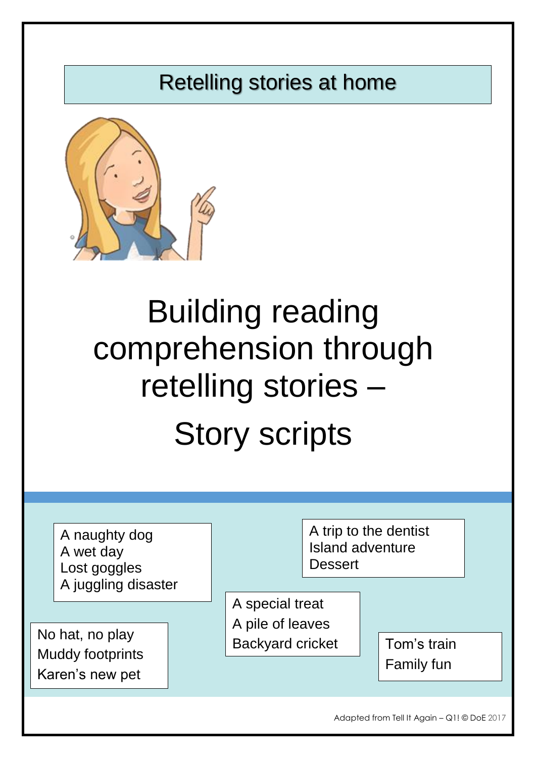Retelling stories at home

# Building reading comprehension through retelling stories – Story scripts

A naughty dog
A wet day
Lost goggles
A juggling disaster

A trip to the dentist
Island adventure
Dessert

A special treat
A pile of leaves
Backyard cricket

No hat, no play
Muddy footprints
Karen's new pet

Tom's train
Family fun

Adapted from Tell It Again – Q1! © DoE 2017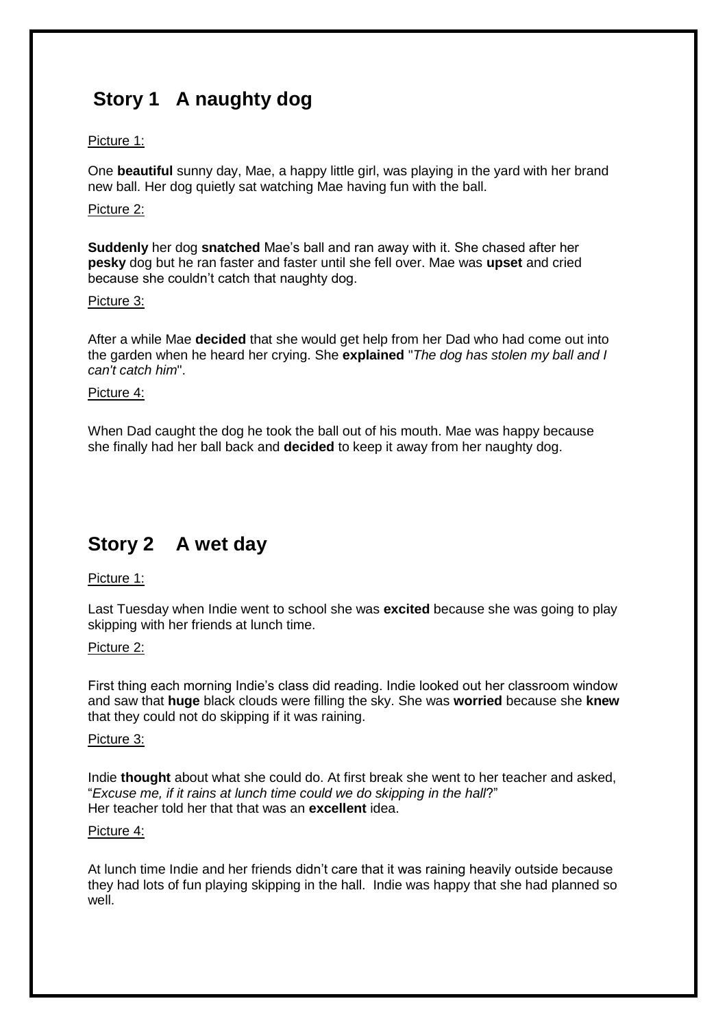## Story 1 A naughty dog

Picture 1:

One **beautiful** sunny day, Mae, a happy little girl, was playing in the yard with her brand new ball. Her dog quietly sat watching Mae having fun with the ball.

Picture 2:

**Suddenly** her dog **snatched** Mae's ball and ran away with it. She chased after her **pesky** dog but he ran faster and faster until she fell over. Mae was **upset** and cried because she couldn't catch that naughty dog.

Picture 3:

After a while Mae **decided** that she would get help from her Dad who had come out into the garden when he heard her crying. She **explained** "*The dog has stolen my ball and I can't catch him*".

Picture 4:

When Dad caught the dog he took the ball out of his mouth. Mae was happy because she finally had her ball back and **decided** to keep it away from her naughty dog.

## Story 2 A wet day

Picture 1:

Last Tuesday when Indie went to school she was **excited** because she was going to play skipping with her friends at lunch time.

Picture 2:

First thing each morning Indie's class did reading. Indie looked out her classroom window and saw that **huge** black clouds were filling the sky. She was **worried** because she **knew** that they could not do skipping if it was raining.

Picture 3:

Indie **thought** about what she could do. At first break she went to her teacher and asked, "*Excuse me, if it rains at lunch time could we do skipping in the hall*?"
Her teacher told her that that was an **excellent** idea.

Picture 4:

At lunch time Indie and her friends didn't care that it was raining heavily outside because they had lots of fun playing skipping in the hall. Indie was happy that she had planned so well.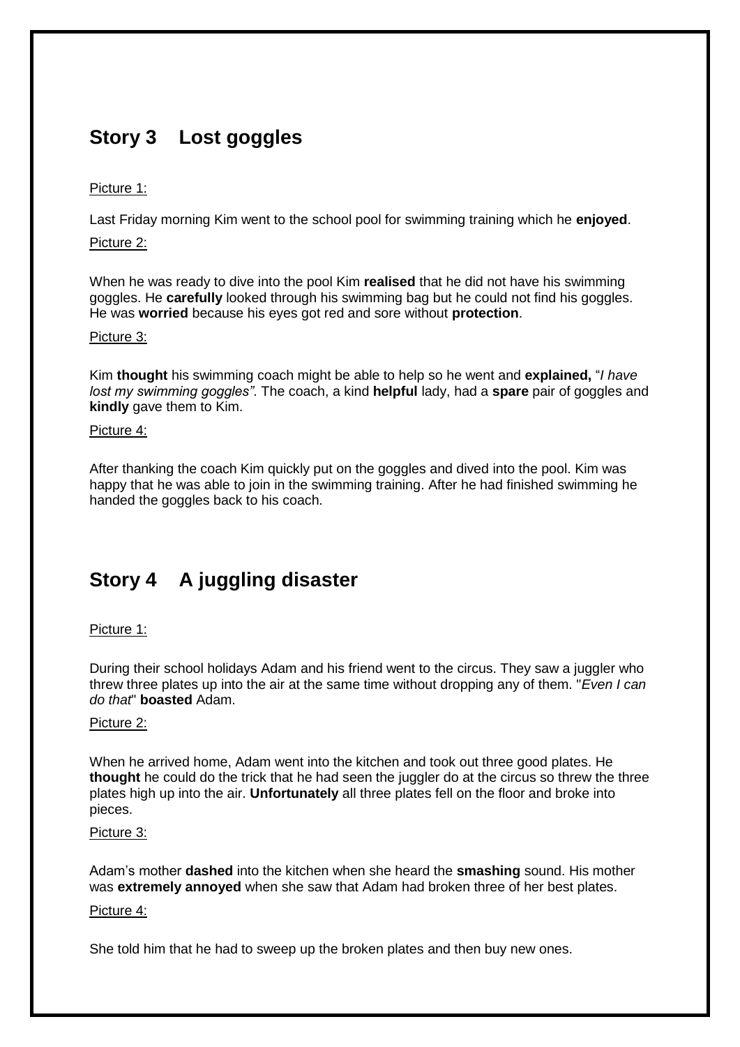## Story 3 Lost goggles

Picture 1:

Last Friday morning Kim went to the school pool for swimming training which he **enjoyed**.

Picture 2:

When he was ready to dive into the pool Kim **realised** that he did not have his swimming goggles. He **carefully** looked through his swimming bag but he could not find his goggles. He was **worried** because his eyes got red and sore without **protection**.

Picture 3:

Kim **thought** his swimming coach might be able to help so he went and **explained,** "*I have lost my swimming goggles"*. The coach, a kind **helpful** lady, had a **spare** pair of goggles and **kindly** gave them to Kim.

Picture 4:

After thanking the coach Kim quickly put on the goggles and dived into the pool. Kim was happy that he was able to join in the swimming training. After he had finished swimming he handed the goggles back to his coach.

## Story 4 A juggling disaster

Picture 1:

During their school holidays Adam and his friend went to the circus. They saw a juggler who threw three plates up into the air at the same time without dropping any of them. "*Even I can do that*" **boasted** Adam.

Picture 2:

When he arrived home, Adam went into the kitchen and took out three good plates. He **thought** he could do the trick that he had seen the juggler do at the circus so threw the three plates high up into the air. **Unfortunately** all three plates fell on the floor and broke into pieces.

Picture 3:

Adam's mother **dashed** into the kitchen when she heard the **smashing** sound. His mother was **extremely annoyed** when she saw that Adam had broken three of her best plates.

Picture 4:

She told him that he had to sweep up the broken plates and then buy new ones.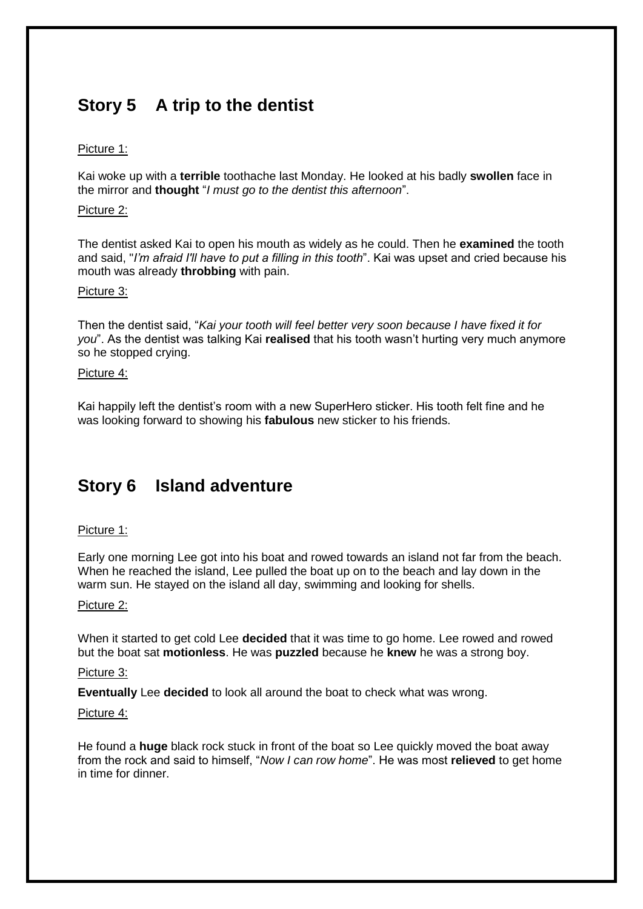## Story 5 A trip to the dentist

Picture 1:

Kai woke up with a **terrible** toothache last Monday. He looked at his badly **swollen** face in the mirror and **thought** "*I must go to the dentist this afternoon*".

Picture 2:

The dentist asked Kai to open his mouth as widely as he could. Then he **examined** the tooth and said, "*I'm afraid I'll have to put a filling in this tooth*". Kai was upset and cried because his mouth was already **throbbing** with pain.

Picture 3:

Then the dentist said, "*Kai your tooth will feel better very soon because I have fixed it for you*". As the dentist was talking Kai **realised** that his tooth wasn't hurting very much anymore so he stopped crying.

Picture 4:

Kai happily left the dentist's room with a new SuperHero sticker. His tooth felt fine and he was looking forward to showing his **fabulous** new sticker to his friends.

## Story 6 Island adventure

Picture 1:

Early one morning Lee got into his boat and rowed towards an island not far from the beach. When he reached the island, Lee pulled the boat up on to the beach and lay down in the warm sun. He stayed on the island all day, swimming and looking for shells.

Picture 2:

When it started to get cold Lee **decided** that it was time to go home. Lee rowed and rowed but the boat sat **motionless**. He was **puzzled** because he **knew** he was a strong boy.

Picture 3:

**Eventually** Lee **decided** to look all around the boat to check what was wrong.

Picture 4:

He found a **huge** black rock stuck in front of the boat so Lee quickly moved the boat away from the rock and said to himself, "*Now I can row home*". He was most **relieved** to get home in time for dinner.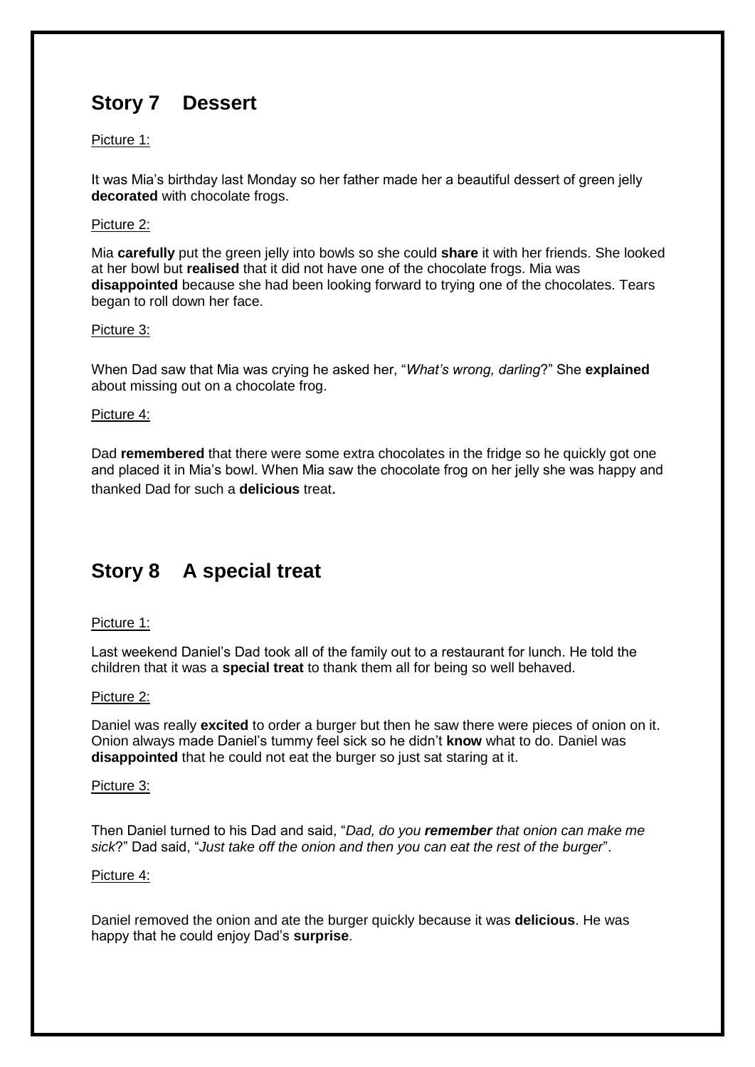## Story 7    Dessert

Picture 1:

It was Mia's birthday last Monday so her father made her a beautiful dessert of green jelly **decorated** with chocolate frogs.

Picture 2:

Mia **carefully** put the green jelly into bowls so she could **share** it with her friends. She looked at her bowl but **realised** that it did not have one of the chocolate frogs. Mia was **disappointed** because she had been looking forward to trying one of the chocolates. Tears began to roll down her face.

Picture 3:

When Dad saw that Mia was crying he asked her, "*What's wrong, darling*?" She **explained** about missing out on a chocolate frog.

Picture 4:

Dad **remembered** that there were some extra chocolates in the fridge so he quickly got one and placed it in Mia's bowl. When Mia saw the chocolate frog on her jelly she was happy and thanked Dad for such a **delicious** treat**.**

## Story 8    A special treat

Picture 1:

Last weekend Daniel's Dad took all of the family out to a restaurant for lunch. He told the children that it was a **special treat** to thank them all for being so well behaved.

Picture 2:

Daniel was really **excited** to order a burger but then he saw there were pieces of onion on it. Onion always made Daniel's tummy feel sick so he didn't **know** what to do. Daniel was **disappointed** that he could not eat the burger so just sat staring at it.

Picture 3:

Then Daniel turned to his Dad and said, "*Dad, do you **remember** that onion can make me sick*?" Dad said, "*Just take off the onion and then you can eat the rest of the burger*".

Picture 4:

Daniel removed the onion and ate the burger quickly because it was **delicious**. He was happy that he could enjoy Dad's **surprise**.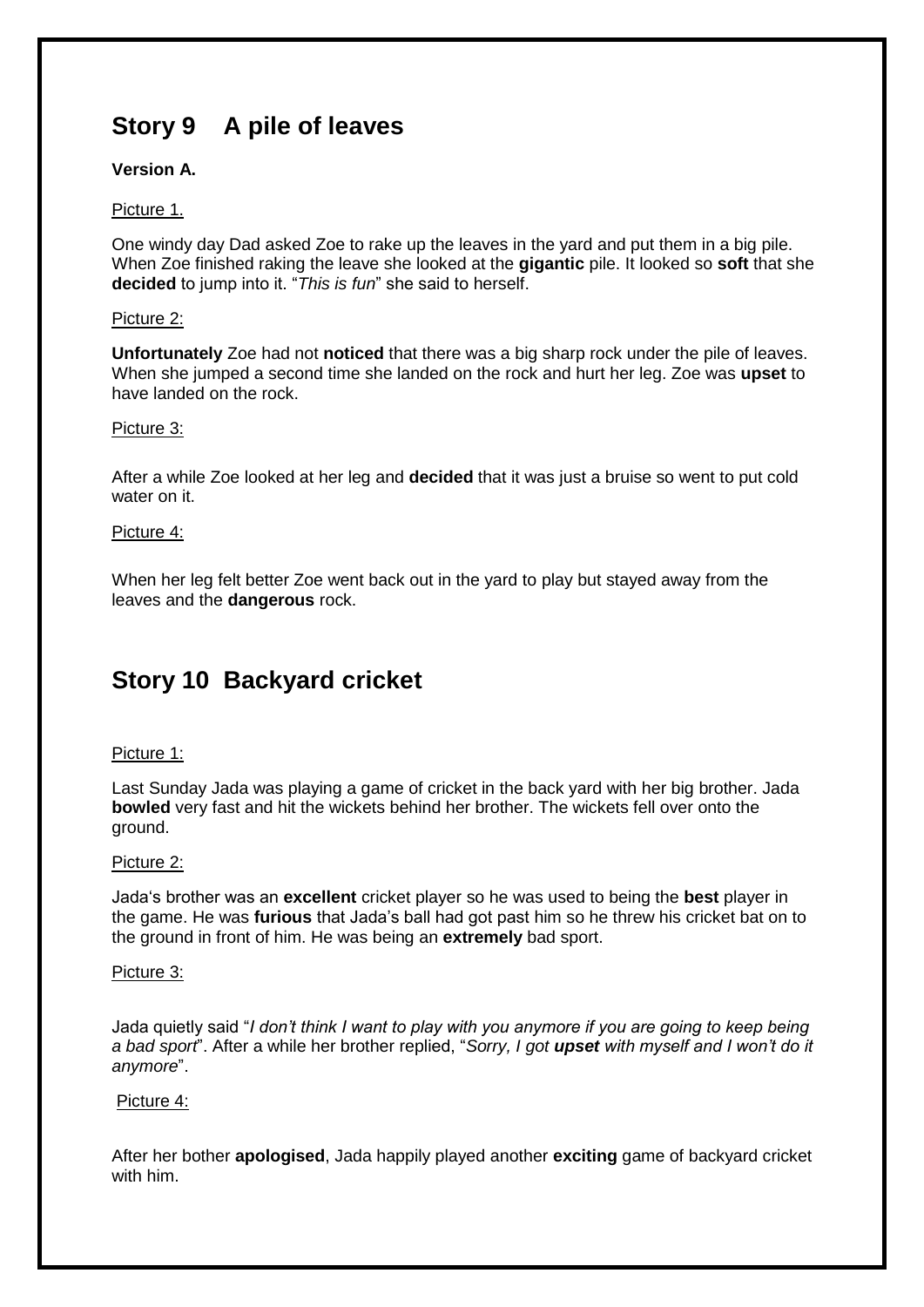## Story 9 A pile of leaves

**Version A.**

Picture 1.

One windy day Dad asked Zoe to rake up the leaves in the yard and put them in a big pile. When Zoe finished raking the leave she looked at the **gigantic** pile. It looked so **soft** that she **decided** to jump into it. "*This is fun*" she said to herself.

Picture 2:

**Unfortunately** Zoe had not **noticed** that there was a big sharp rock under the pile of leaves. When she jumped a second time she landed on the rock and hurt her leg. Zoe was **upset** to have landed on the rock.

Picture 3:

After a while Zoe looked at her leg and **decided** that it was just a bruise so went to put cold water on it.

Picture 4:

When her leg felt better Zoe went back out in the yard to play but stayed away from the leaves and the **dangerous** rock.

## Story 10 Backyard cricket

Picture 1:

Last Sunday Jada was playing a game of cricket in the back yard with her big brother. Jada **bowled** very fast and hit the wickets behind her brother. The wickets fell over onto the ground.

Picture 2:

Jada's brother was an **excellent** cricket player so he was used to being the **best** player in the game. He was **furious** that Jada's ball had got past him so he threw his cricket bat on to the ground in front of him. He was being an **extremely** bad sport.

Picture 3:

Jada quietly said "*I don't think I want to play with you anymore if you are going to keep being a bad sport*". After a while her brother replied, "*Sorry, I got **upset** with myself and I won't do it anymore*".

Picture 4:

After her bother **apologised**, Jada happily played another **exciting** game of backyard cricket with him.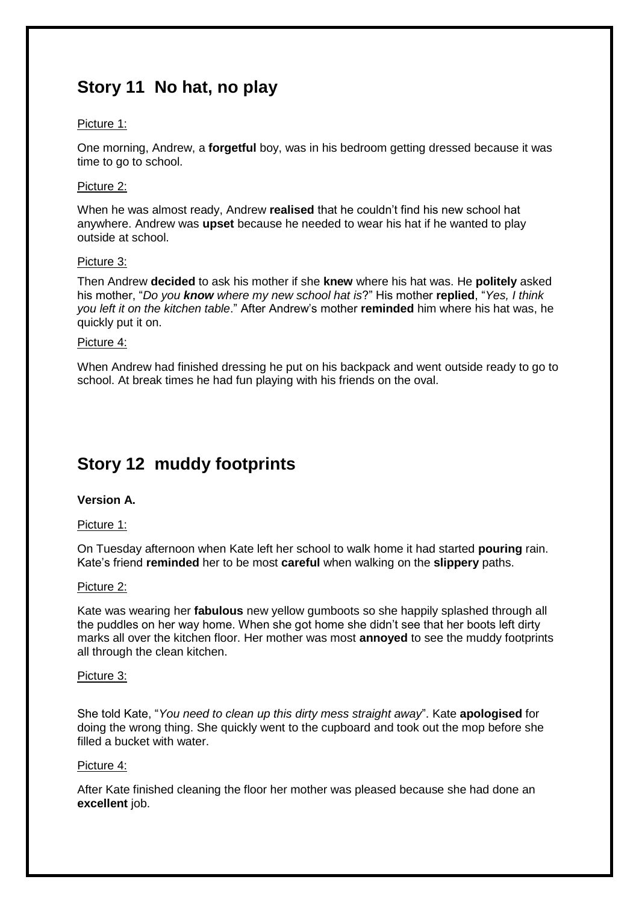## Story 11  No hat, no play

Picture 1:

One morning, Andrew, a **forgetful** boy, was in his bedroom getting dressed because it was time to go to school.

Picture 2:

When he was almost ready, Andrew **realised** that he couldn't find his new school hat anywhere. Andrew was **upset** because he needed to wear his hat if he wanted to play outside at school.

Picture 3:

Then Andrew **decided** to ask his mother if she **knew** where his hat was. He **politely** asked his mother, "*Do you **know** where my new school hat is*?" His mother **replied**, "*Yes, I think you left it on the kitchen table*." After Andrew's mother **reminded** him where his hat was, he quickly put it on.

Picture 4:

When Andrew had finished dressing he put on his backpack and went outside ready to go to school. At break times he had fun playing with his friends on the oval.

## Story 12  muddy footprints

**Version A.**

Picture 1:

On Tuesday afternoon when Kate left her school to walk home it had started **pouring** rain. Kate's friend **reminded** her to be most **careful** when walking on the **slippery** paths.

Picture 2:

Kate was wearing her **fabulous** new yellow gumboots so she happily splashed through all the puddles on her way home. When she got home she didn't see that her boots left dirty marks all over the kitchen floor. Her mother was most **annoyed** to see the muddy footprints all through the clean kitchen.

Picture 3:

She told Kate, "*You need to clean up this dirty mess straight away*". Kate **apologised** for doing the wrong thing. She quickly went to the cupboard and took out the mop before she filled a bucket with water.

Picture 4:

After Kate finished cleaning the floor her mother was pleased because she had done an **excellent** job.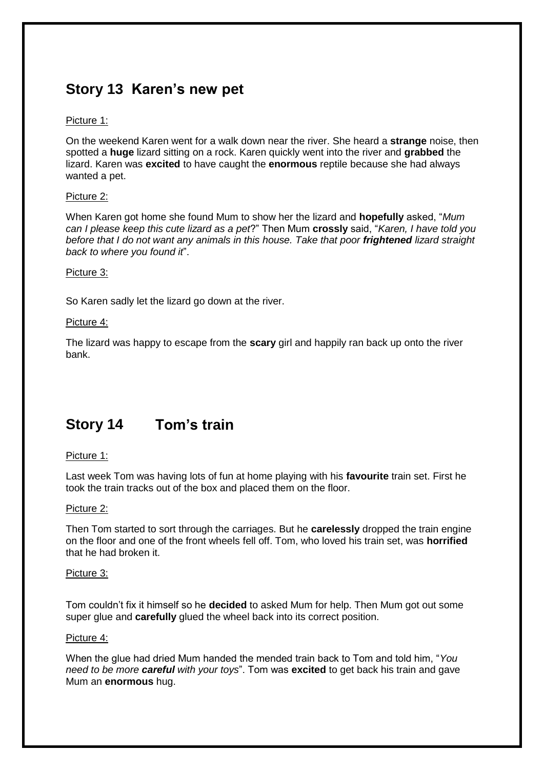## Story 13 Karen's new pet

Picture 1:

On the weekend Karen went for a walk down near the river. She heard a **strange** noise, then spotted a **huge** lizard sitting on a rock. Karen quickly went into the river and **grabbed** the lizard. Karen was **excited** to have caught the **enormous** reptile because she had always wanted a pet.

Picture 2:

When Karen got home she found Mum to show her the lizard and **hopefully** asked, "*Mum can I please keep this cute lizard as a pet*?" Then Mum **crossly** said, "*Karen, I have told you before that I do not want any animals in this house. Take that poor **frightened** lizard straight back to where you found it*".

Picture 3:

So Karen sadly let the lizard go down at the river.

Picture 4:

The lizard was happy to escape from the **scary** girl and happily ran back up onto the river bank.

## Story 14 Tom's train

Picture 1:

Last week Tom was having lots of fun at home playing with his **favourite** train set. First he took the train tracks out of the box and placed them on the floor.

Picture 2:

Then Tom started to sort through the carriages. But he **carelessly** dropped the train engine on the floor and one of the front wheels fell off. Tom, who loved his train set, was **horrified** that he had broken it.

Picture 3:

Tom couldn't fix it himself so he **decided** to asked Mum for help. Then Mum got out some super glue and **carefully** glued the wheel back into its correct position.

Picture 4:

When the glue had dried Mum handed the mended train back to Tom and told him, "*You need to be more **careful** with your toys*". Tom was **excited** to get back his train and gave Mum an **enormous** hug.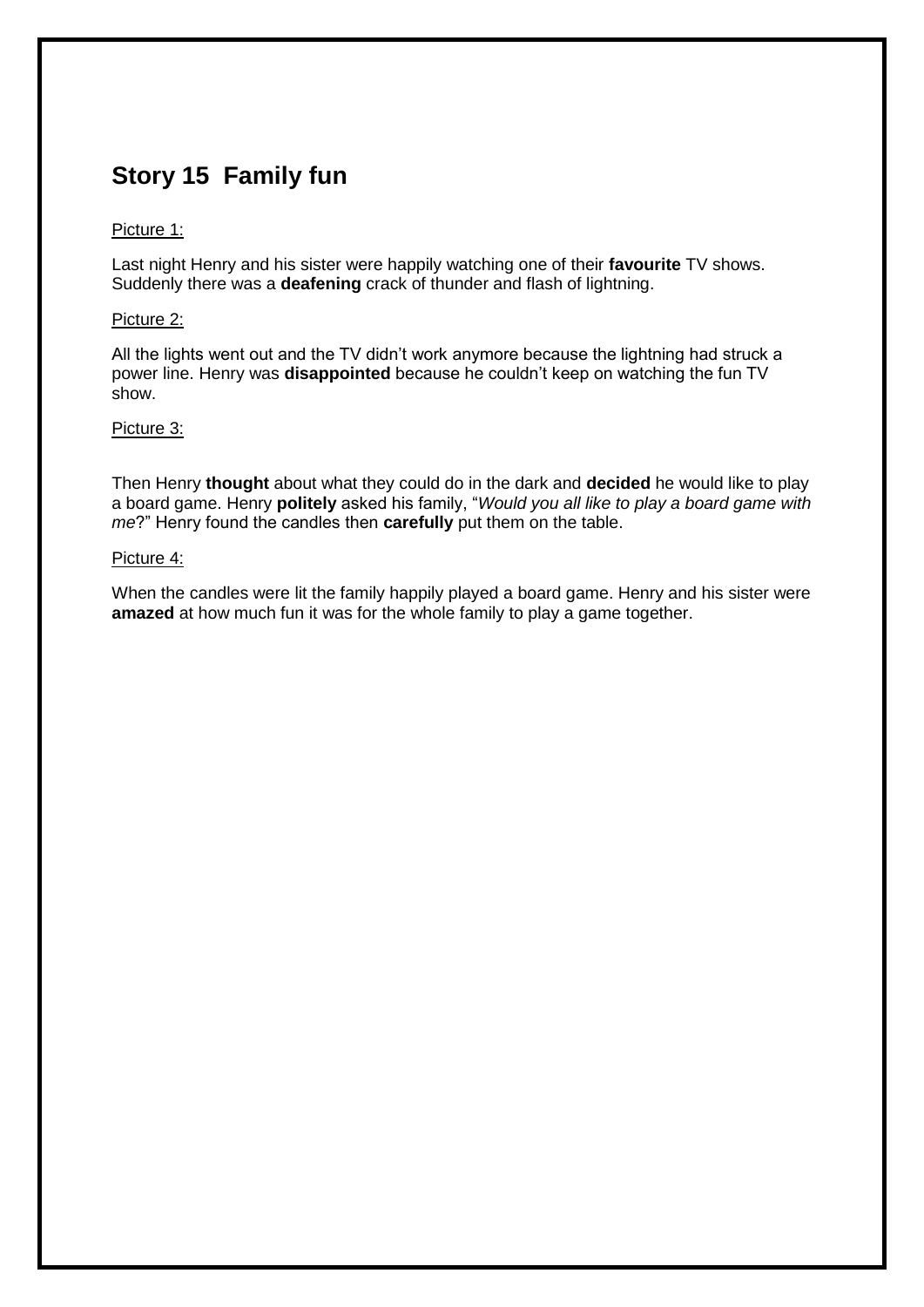## Story 15 Family fun

Picture 1:

Last night Henry and his sister were happily watching one of their **favourite** TV shows. Suddenly there was a **deafening** crack of thunder and flash of lightning.

Picture 2:

All the lights went out and the TV didn't work anymore because the lightning had struck a power line. Henry was **disappointed** because he couldn't keep on watching the fun TV show.

Picture 3:

Then Henry **thought** about what they could do in the dark and **decided** he would like to play a board game. Henry **politely** asked his family, "*Would you all like to play a board game with me*?" Henry found the candles then **carefully** put them on the table.

Picture 4:

When the candles were lit the family happily played a board game. Henry and his sister were **amazed** at how much fun it was for the whole family to play a game together.